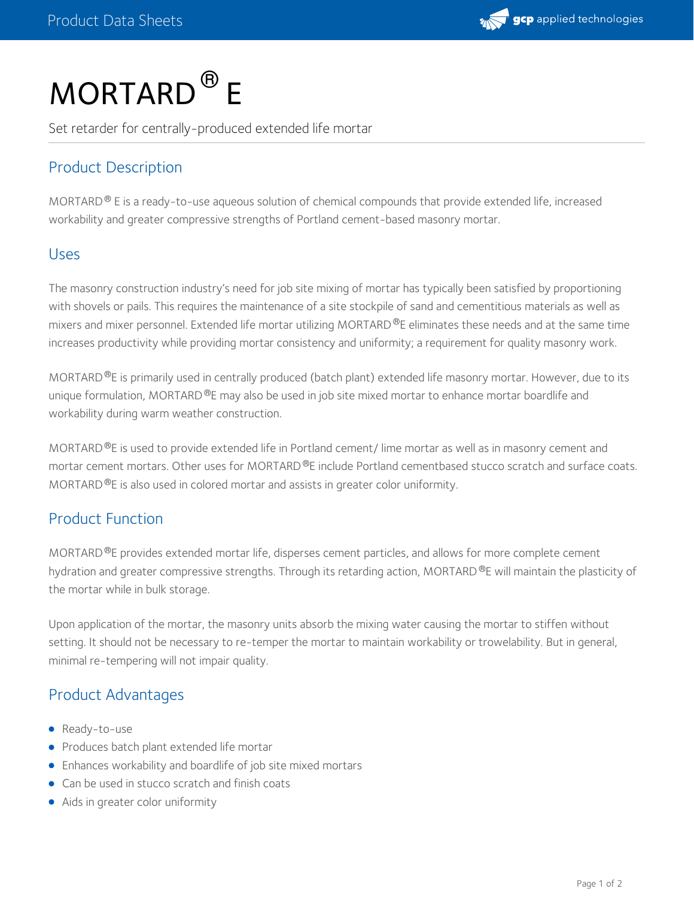# MORTARD® E

Set retarder for centrally-produced extended life mortar

## Product Description

MORTARD® E is a ready-to-use aqueous solution of chemical compounds that provide extended life, increased workability and greater compressive strengths of Portland cement-based masonry mortar.

## Uses

The masonry construction industry's need for job site mixing of mortar has typically been satisfied by proportioning with shovels or pails. This requires the maintenance of a site stockpile of sand and cementitious materials as well as mixers and mixer personnel. Extended life mortar utilizing MORTARD®E eliminates these needs and at the same time increases productivity while providing mortar consistency and uniformity; a requirement for quality masonry work.

MORTARD®E is primarily used in centrally produced (batch plant) extended life masonry mortar. However, due to its unique formulation, MORTARD®E may also be used in job site mixed mortar to enhance mortar boardlife and workability during warm weather construction.

MORTARD®E is used to provide extended life in Portland cement/ lime mortar as well as in masonry cement and mortar cement mortars. Other uses for MORTARD®E include Portland cementbased stucco scratch and surface coats. MORTARD®E is also used in colored mortar and assists in greater color uniformity.

## Product Function

MORTARD®E provides extended mortar life, disperses cement particles, and allows for more complete cement hydration and greater compressive strengths. Through its retarding action, MORTARD®E will maintain the plasticity of the mortar while in bulk storage.

Upon application of the mortar, the masonry units absorb the mixing water causing the mortar to stiffen without setting. It should not be necessary to re-temper the mortar to maintain workability or trowelability. But in general, minimal re-tempering will not impair quality.

## Product Advantages

- Ready-to-use
- Produces batch plant extended life mortar
- Enhances workability and boardlife of job site mixed mortars
- Can be used in stucco scratch and finish coats
- Aids in greater color uniformity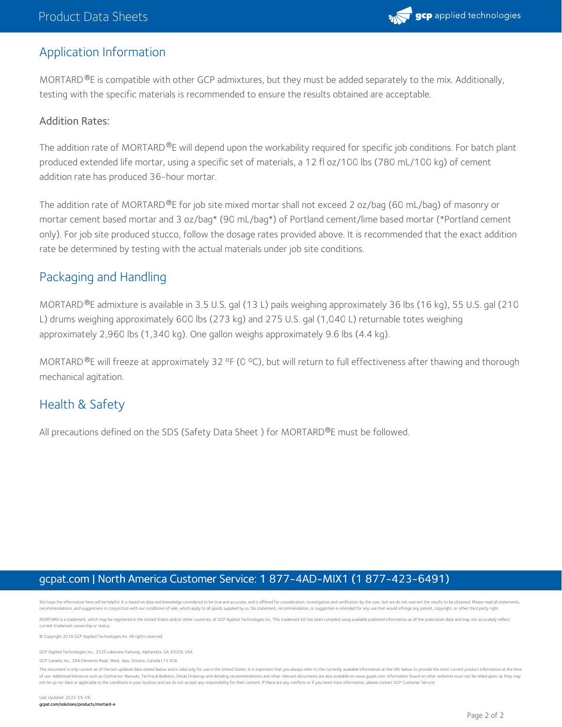## Application Information

MORTARD®E is compatible with other GCP admixtures, but they must be added separately to the mix. Additionally, testing with the specific materials is recommended to ensure the results obtained are acceptable.

### Addition Rates:

The addition rate of MORTARD®E will depend upon the workability required for specific job conditions. For batch plant produced extended life mortar, using a specific set of materials, a 12 fl oz/100 lbs (780 mL/100 kg) of cement addition rate has produced 36-hour mortar.

The addition rate of MORTARD®E for job site mixed mortar shall not exceed 2 oz/bag (60 mL/bag) of masonry or mortar cement based mortar and 3 oz/bag* (90 mL/bag*) of Portland cement/lime based mortar (*Portland cement only). For job site produced stucco, follow the dosage rates provided above. It is recommended that the exact addition rate be determined by testing with the actual materials under job site conditions.

## Packaging and Handling

MORTARD®E admixture is available in 3.5 U.S. gal (13 L) pails weighing approximately 36 lbs (16 kg), 55 U.S. gal (210 L) drums weighing approximately 600 lbs (273 kg) and 275 U.S. gal (1,040 L) returnable totes weighing approximately 2,960 lbs (1,340 kg). One gallon weighs approximately 9.6 lbs (4.4 kg).

MORTARD®E will freeze at approximately 32 °F (0 °C), but will return to full effectiveness after thawing and thorough mechanical agitation.

## Health & Safety

All precautions defined on the SDS (Safety Data Sheet ) for MORTARD®E must be followed.

gcpat.com | North America Customer Service: 1 877-4AD-MIX1 (1 877-423-6491)

We hope the information here will be helpful. It is based on data and knowledge considered to be true and accurate, and is offered for consideration, investigation and verification by the user, but we do not warrant the results to be obtained. Please read all statements, recommendations, and suggestions in conjunction with our conditions of sale, which apply to all goods supplied by us. No statement, recommendation, or suggestion is intended for any use that would infringe any patent, copyright, or other third party right.

MORTARD is a trademark, which may be registered in the United States and/or other countries, of GCP Applied Technologies Inc. This trademark list has been compiled using available published information as of the publication date and may not accurately reflect current trademark ownership or status.

© Copyright 2018 GCP Applied Technologies Inc. All rights reserved.

GCP Applied Technologies Inc., 2325 Lakeview Parkway, Alpharetta, GA 30009, USA

GCP Canada, Inc., 294 Clements Road, West, Ajax, Ontario, Canada L1S 3C6

This document is only current as of the last updated date stated below and is valid only for use in the United States. It is important that you always refer to the currently available information at the URL below to provide the most current product information at the time of use. Additional literature such as Contractor Manuals, Technical Bulletins, Detail Drawings and detailing recommendations and other relevant documents are also available on www.gcpat.com. Information found on other websites must not be relied upon, as they may not be up-to-date or applicable to the conditions in your location and we do not accept any responsibility for their content. If there are any conflicts or if you need more information, please contact GCP Customer Service.

Last Updated: 2022-05-06

gcpat.com/solutions/products/mortard-e